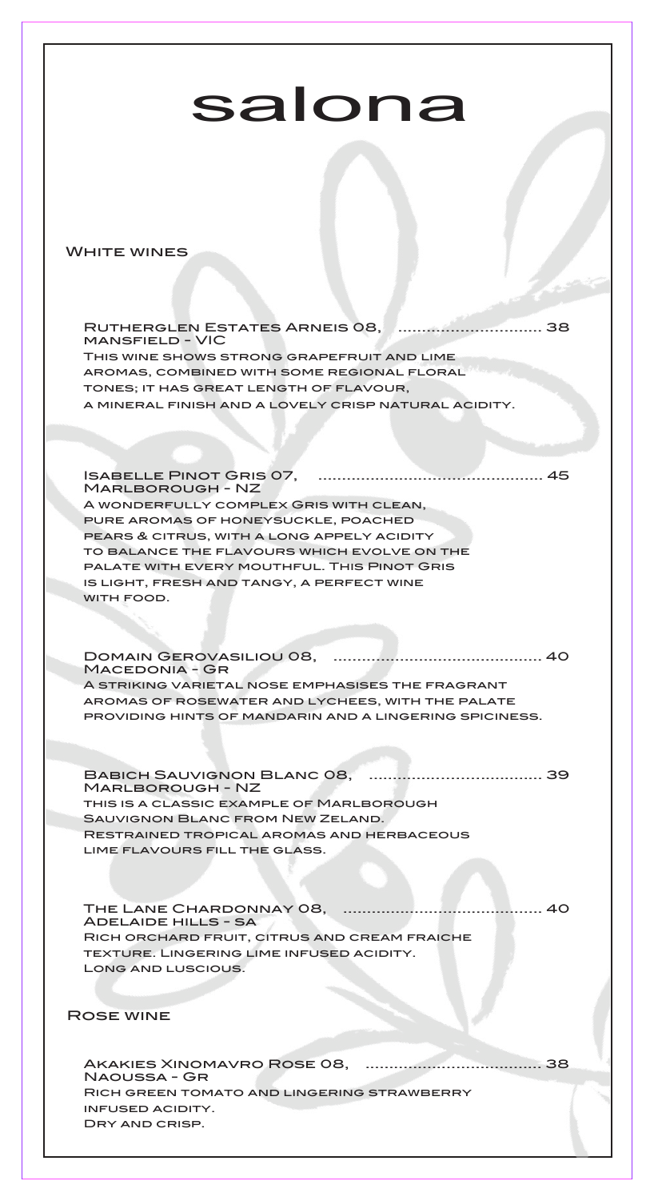# salona

## White wines

**Rutherglen Estates Arneis 08, Mansfield - VIC** .............................. 38

This wine shows strong grapefruit and lime aromas, combined with some regional floral tones; it has great length of flavour, a mineral finish and a lovely crisp natural acidity.

**Isabelle Pinot Gris 07, Marlborough - NZ** .............................................. 45

A wonderfully complex Gris with clean, pure aromas of honeysuckle, poached pears & citrus, with a long appely acidity to balance the flavours which evolve on the palate with every mouthful. This Pinot Gris is light, fresh and tangy, a perfect wine with food.

**Domain Gerovasiliou 08, Macedonia - Gr** ............................................ 40

A striking varietal nose emphasises the fragrant aromas of rosewater and lychees, with the palate providing hints of mandarin and a lingering spiciness.

**Babich Sauvignon Blanc 08, Marlborough - NZ** .................................... 39

this is a classic example of Marlborough Sauvignon Blanc from New Zeland. Restrained tropical aromas and herbaceous lime flavours fill the glass.

**The Lane Chardonnay 08, Adelaide Hills - SA** .......................................... 40

Rich orchard fruit, citrus and cream fraiche texture. Lingering lime infused acidity. Long and luscious.

## Rose wine

**Akakies Xinomavro Rose 08, Naoussa - Gr** ..................................... 38

Rich green tomato and lingering strawberry infused acidity. Dry and crisp.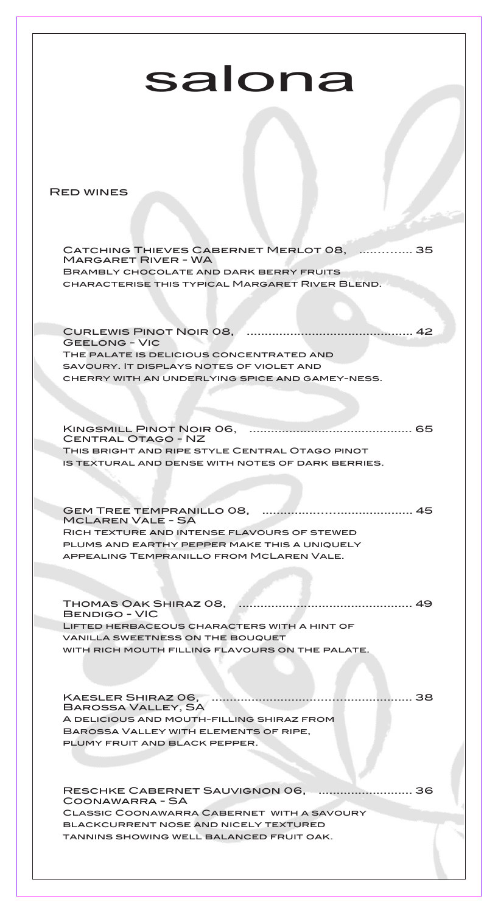# salona

## Red wines

**Catching Thieves Cabernet Merlot 08,** ............. 35
Margaret River - WA
Brambly chocolate and dark berry fruits characterise this typical Margaret River Blend.

**Curlewis Pinot Noir 08,** ............................................. 42
Geelong - Vic
The palate is delicious concentrated and savoury. It displays notes of violet and cherry with an underlying spice and gamey-ness.

**Kingsmill Pinot Noir 06,** ............................................. 65
Central Otago - NZ
This bright and ripe style Central Otago pinot is textural and dense with notes of dark berries.

**Gem Tree Tempranillo 08,** ........................................ 45
McLaren Vale - SA
Rich texture and intense flavours of stewed plums and earthy pepper make this a uniquely appealing Tempranillo from McLaren Vale.

**Thomas Oak Shiraz 08,** ............................................... 49
Bendigo - Vic
Lifted herbaceous characters with a hint of vanilla sweetness on the bouquet with rich mouth filling flavours on the palate.

**Kaesler Shiraz 06,** ....................................................... 38
Barossa Valley, SA
A delicious and mouth-filling shiraz from Barossa Valley with elements of ripe, plumy fruit and black pepper.

**Reschke Cabernet Sauvignon 06,** ......................... 36
Coonawarra - SA
Classic Coonawarra Cabernet with a savoury blackcurrent nose and nicely textured tannins showing well balanced fruit oak.